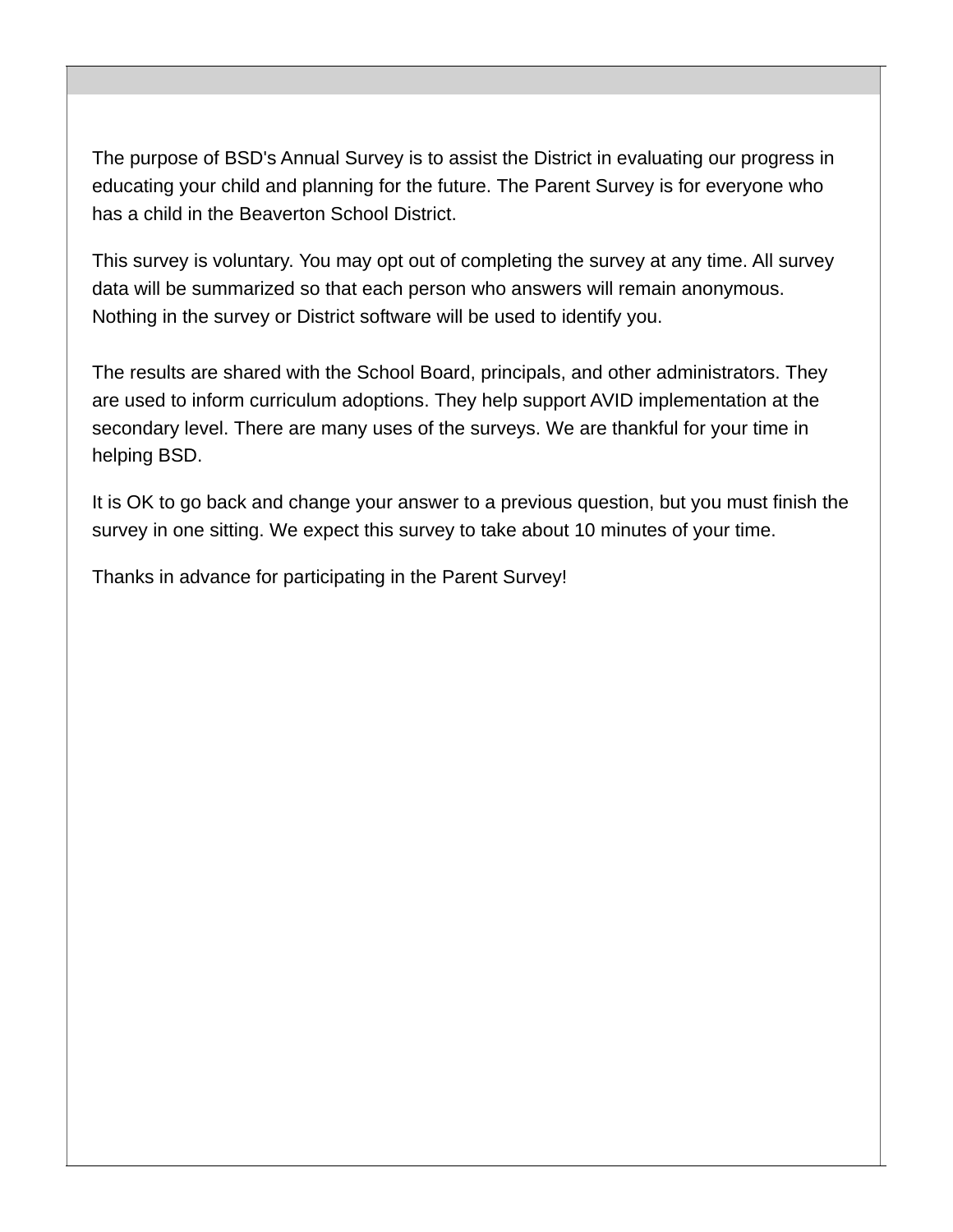The purpose of BSD's Annual Survey is to assist the District in evaluating our progress in educating your child and planning for the future. The Parent Survey is for everyone who has a child in the Beaverton School District.

This survey is voluntary. You may opt out of completing the survey at any time. All survey data will be summarized so that each person who answers will remain anonymous. Nothing in the survey or District software will be used to identify you.

The results are shared with the School Board, principals, and other administrators. They are used to inform curriculum adoptions. They help support AVID implementation at the secondary level. There are many uses of the surveys. We are thankful for your time in helping BSD.

It is OK to go back and change your answer to a previous question, but you must finish the survey in one sitting. We expect this survey to take about 10 minutes of your time.

Thanks in advance for participating in the Parent Survey!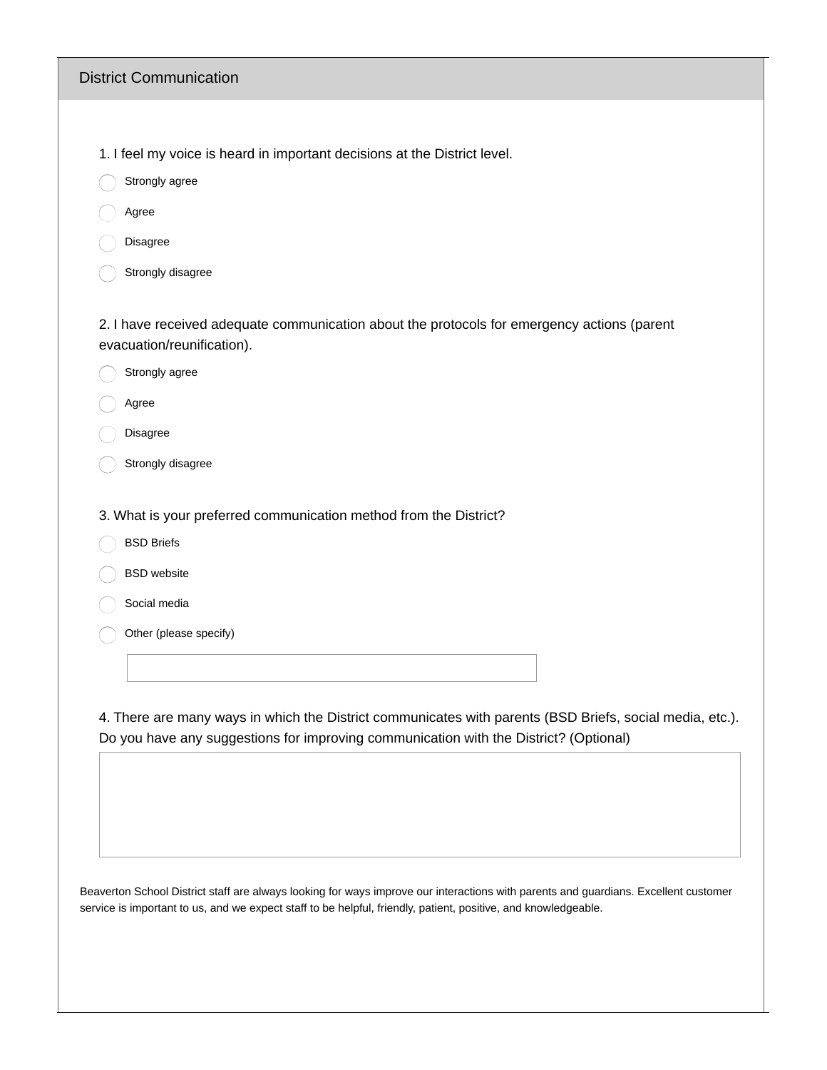## District Communication

1. I feel my voice is heard in important decisions at the District level.

- ◯ Strongly agree
- ◯ Agree
- ◯ Disagree
- ◯ Strongly disagree

2. I have received adequate communication about the protocols for emergency actions (parent evacuation/reunification).

- ◯ Strongly agree
- ◯ Agree
- ◯ Disagree
- ◯ Strongly disagree

3. What is your preferred communication method from the District?

- ◯ BSD Briefs
- ◯ BSD website
- ◯ Social media
- ◯ Other (please specify)

4. There are many ways in which the District communicates with parents (BSD Briefs, social media, etc.). Do you have any suggestions for improving communication with the District? (Optional)

Beaverton School District staff are always looking for ways improve our interactions with parents and guardians. Excellent customer service is important to us, and we expect staff to be helpful, friendly, patient, positive, and knowledgeable.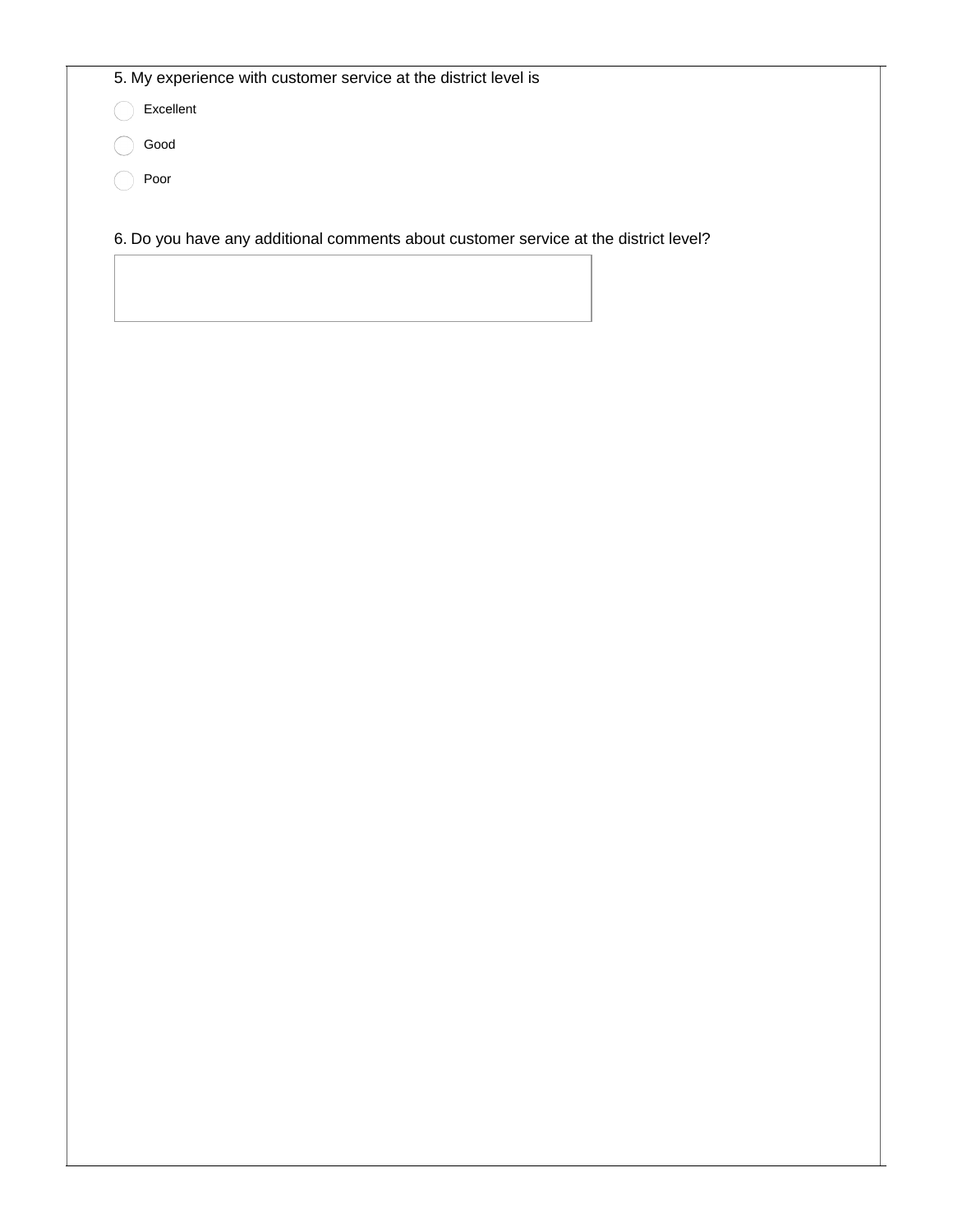5. My experience with customer service at the district level is

- ◯ Excellent
- ◯ Good
- ◯ Poor

6. Do you have any additional comments about customer service at the district level?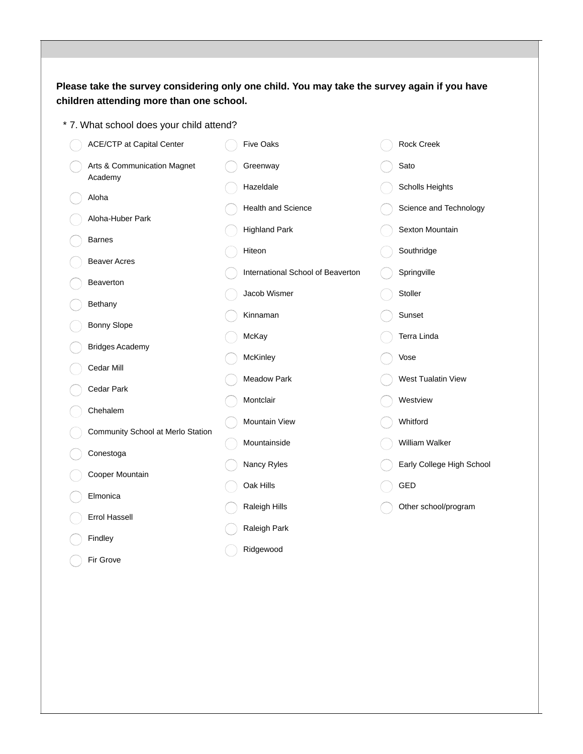**Please take the survey considering only one child. You may take the survey again if you have children attending more than one school.**

\* 7. What school does your child attend?

- ACE/CTP at Capital Center
- Arts & Communication Magnet Academy
- Aloha
- Aloha-Huber Park
- Barnes
- Beaver Acres
- Beaverton
- Bethany
- Bonny Slope
- Bridges Academy
- Cedar Mill
- Cedar Park
- Chehalem
- Community School at Merlo Station
- Conestoga
- Cooper Mountain
- Elmonica
- Errol Hassell
- Findley
- Fir Grove
- Five Oaks
- Greenway
- Hazeldale
- Health and Science
- Highland Park
- Hiteon
- International School of Beaverton
- Jacob Wismer
- Kinnaman
- McKay
- McKinley
- Meadow Park
- Montclair
- Mountain View
- Mountainside
- Nancy Ryles
- Oak Hills
- Raleigh Hills
- Raleigh Park
- Ridgewood
- Rock Creek
- Sato
- Scholls Heights
- Science and Technology
- Sexton Mountain
- Southridge
- Springville
- Stoller
- Sunset
- Terra Linda
- Vose
- West Tualatin View
- Westview
- Whitford
- William Walker
- Early College High School
- GED
- Other school/program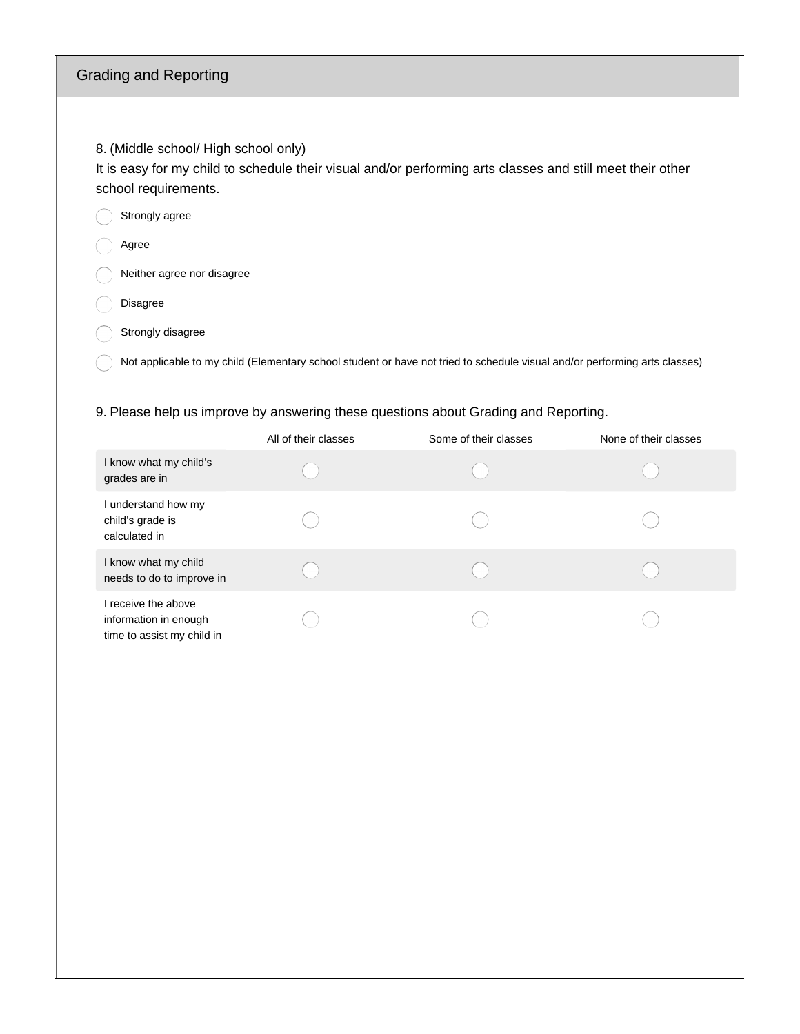## Grading and Reporting

8. (Middle school/ High school only)
It is easy for my child to schedule their visual and/or performing arts classes and still meet their other school requirements.

- Strongly agree
- Agree
- Neither agree nor disagree
- Disagree
- Strongly disagree
- Not applicable to my child (Elementary school student or have not tried to schedule visual and/or performing arts classes)

9. Please help us improve by answering these questions about Grading and Reporting.

| | All of their classes | Some of their classes | None of their classes |
|---|---|---|---|
| I know what my child's grades are in | ○ | ○ | ○ |
| I understand how my child's grade is calculated in | ○ | ○ | ○ |
| I know what my child needs to do to improve in | ○ | ○ | ○ |
| I receive the above information in enough time to assist my child in | ○ | ○ | ○ |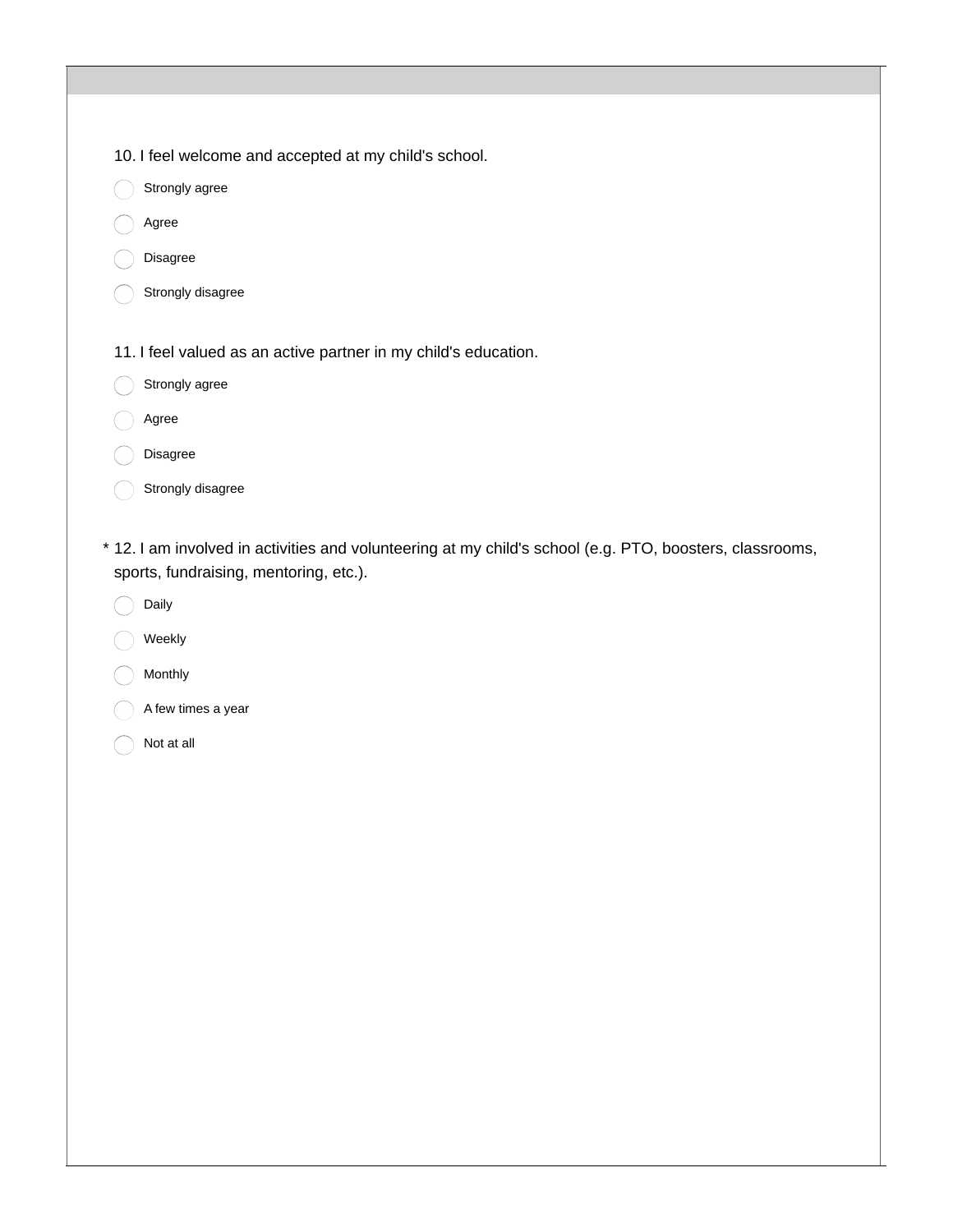10. I feel welcome and accepted at my child's school.

- Strongly agree
- Agree
- Disagree
- Strongly disagree

11. I feel valued as an active partner in my child's education.

- Strongly agree
- Agree
- Disagree
- Strongly disagree

* 12. I am involved in activities and volunteering at my child's school (e.g. PTO, boosters, classrooms, sports, fundraising, mentoring, etc.).

- Daily
- Weekly
- Monthly
- A few times a year
- Not at all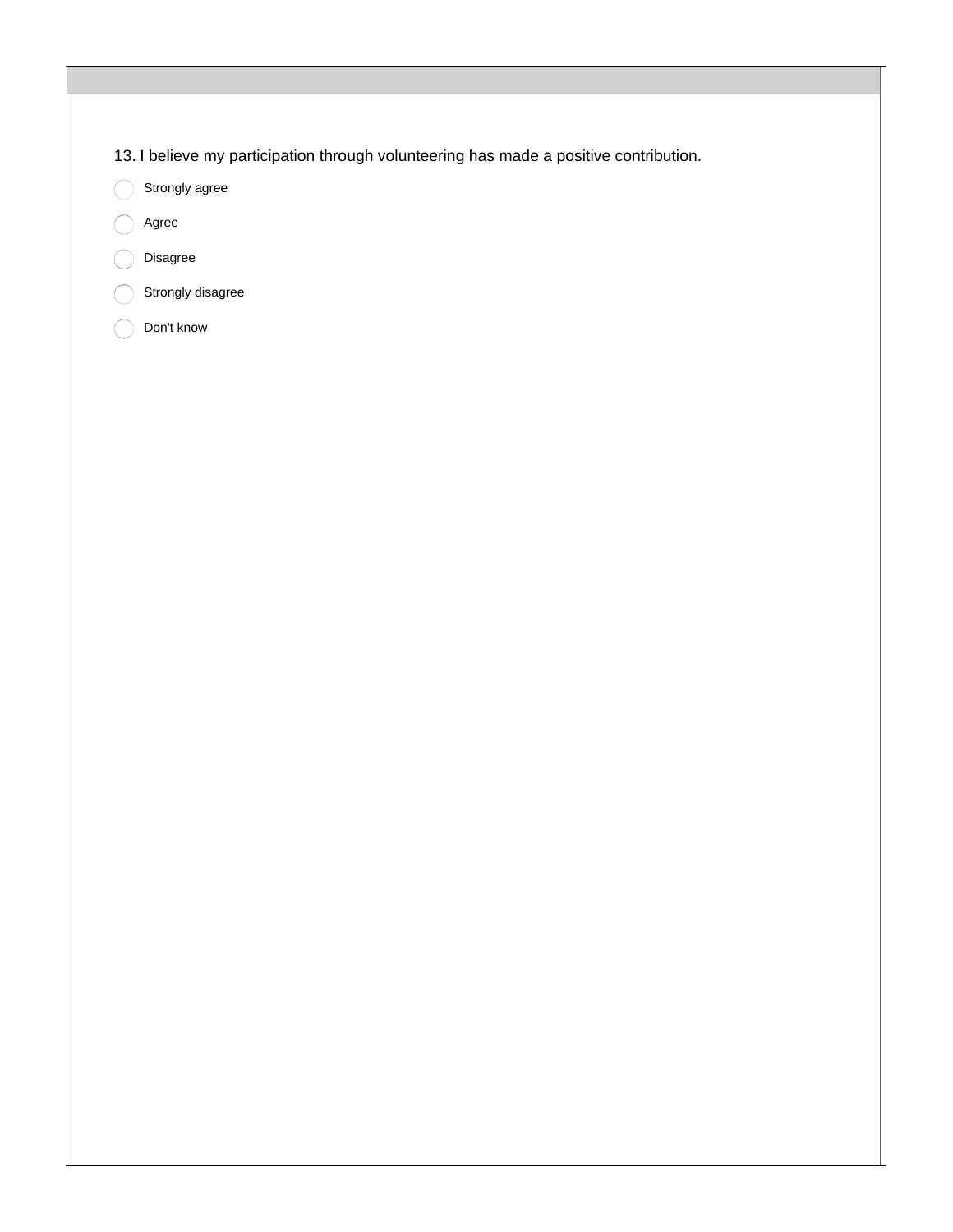13. I believe my participation through volunteering has made a positive contribution.

- Strongly agree
- Agree
- Disagree
- Strongly disagree
- Don't know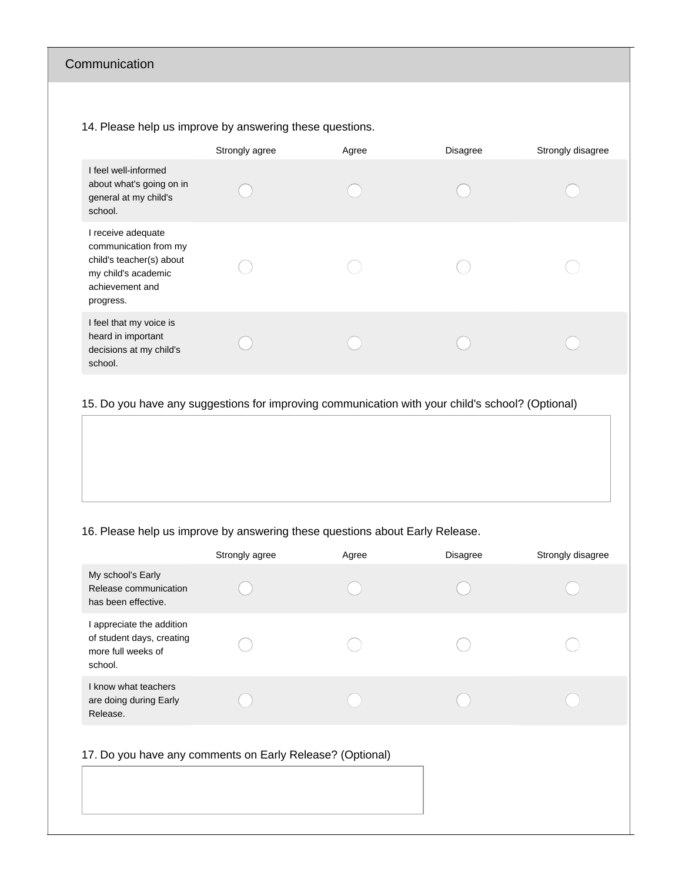## Communication

14. Please help us improve by answering these questions.

| | Strongly agree | Agree | Disagree | Strongly disagree |
|---|---|---|---|---|
| I feel well-informed about what's going on in general at my child's school. | ◯ | ◯ | ◯ | ◯ |
| I receive adequate communication from my child's teacher(s) about my child's academic achievement and progress. | ◯ | ◯ | ◯ | ◯ |
| I feel that my voice is heard in important decisions at my child's school. | ◯ | ◯ | ◯ | ◯ |

15. Do you have any suggestions for improving communication with your child's school? (Optional)

16. Please help us improve by answering these questions about Early Release.

| | Strongly agree | Agree | Disagree | Strongly disagree |
|---|---|---|---|---|
| My school's Early Release communication has been effective. | ◯ | ◯ | ◯ | ◯ |
| I appreciate the addition of student days, creating more full weeks of school. | ◯ | ◯ | ◯ | ◯ |
| I know what teachers are doing during Early Release. | ◯ | ◯ | ◯ | ◯ |

17. Do you have any comments on Early Release? (Optional)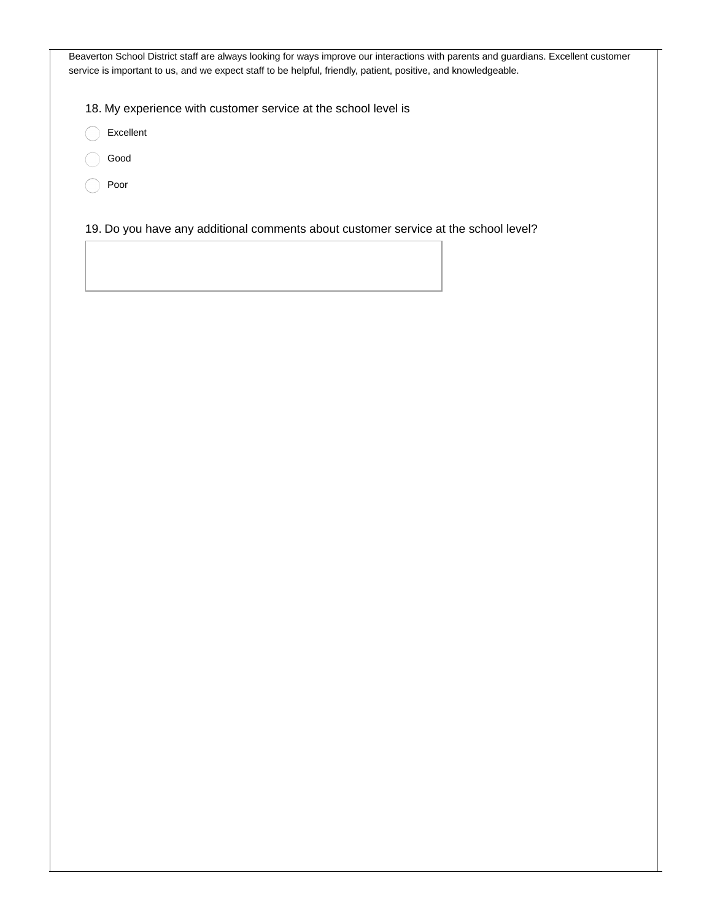Beaverton School District staff are always looking for ways improve our interactions with parents and guardians. Excellent customer service is important to us, and we expect staff to be helpful, friendly, patient, positive, and knowledgeable.

18. My experience with customer service at the school level is

- ◯ Excellent
- ◯ Good
- ◯ Poor

19. Do you have any additional comments about customer service at the school level?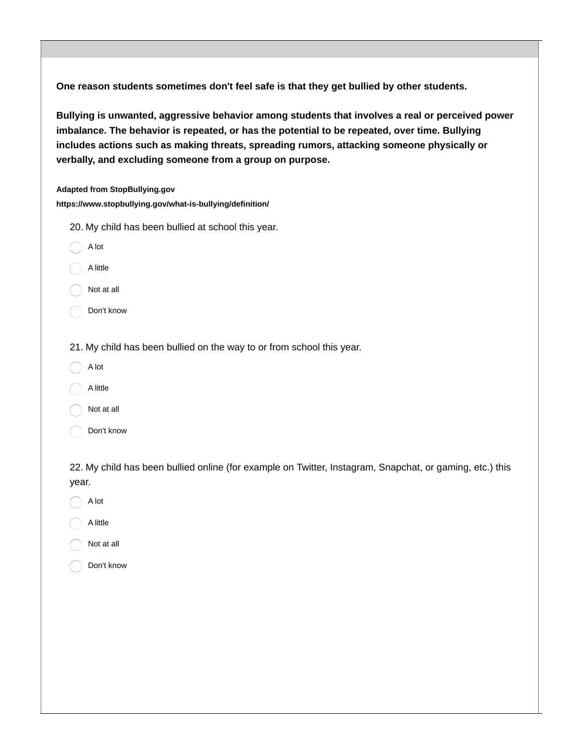**One reason students sometimes don't feel safe is that they get bullied by other students.**

**Bullying is unwanted, aggressive behavior among students that involves a real or perceived power imbalance. The behavior is repeated, or has the potential to be repeated, over time. Bullying includes actions such as making threats, spreading rumors, attacking someone physically or verbally, and excluding someone from a group on purpose.**

**Adapted from StopBullying.gov**
**https://www.stopbullying.gov/what-is-bullying/definition/**

20. My child has been bullied at school this year.

- ◯ A lot
- ◯ A little
- ◯ Not at all
- ◯ Don't know

21. My child has been bullied on the way to or from school this year.

- ◯ A lot
- ◯ A little
- ◯ Not at all
- ◯ Don't know

22. My child has been bullied online (for example on Twitter, Instagram, Snapchat, or gaming, etc.) this year.

- ◯ A lot
- ◯ A little
- ◯ Not at all
- ◯ Don't know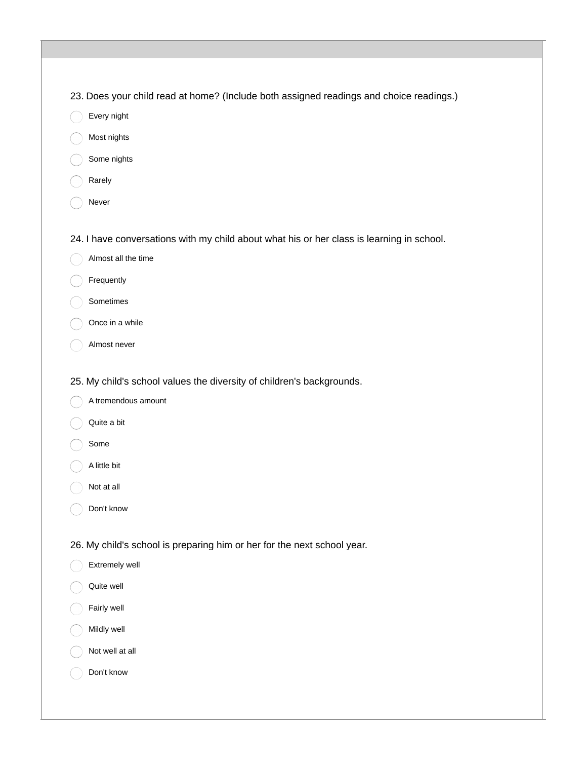23. Does your child read at home? (Include both assigned readings and choice readings.)

- Every night
- Most nights
- Some nights
- Rarely
- Never

24. I have conversations with my child about what his or her class is learning in school.

- Almost all the time
- Frequently
- Sometimes
- Once in a while
- Almost never

25. My child's school values the diversity of children's backgrounds.

- A tremendous amount
- Quite a bit
- Some
- A little bit
- Not at all
- Don't know

26. My child's school is preparing him or her for the next school year.

- Extremely well
- Quite well
- Fairly well
- Mildly well
- Not well at all
- Don't know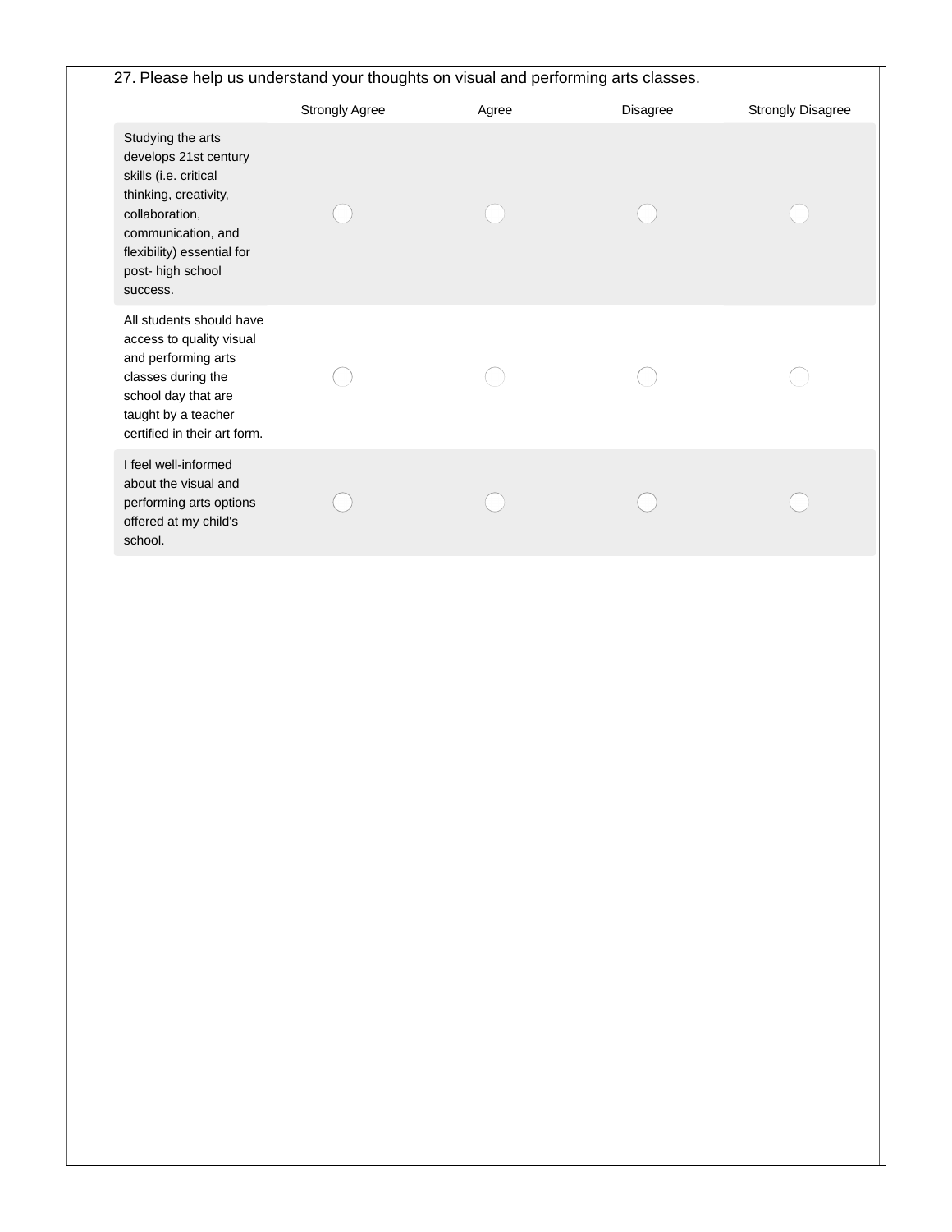27. Please help us understand your thoughts on visual and performing arts classes.

| | Strongly Agree | Agree | Disagree | Strongly Disagree |
|---|---|---|---|---|
| Studying the arts develops 21st century skills (i.e. critical thinking, creativity, collaboration, communication, and flexibility) essential for post- high school success. | ◯ | ◯ | ◯ | ◯ |
| All students should have access to quality visual and performing arts classes during the school day that are taught by a teacher certified in their art form. | ◯ | ◯ | ◯ | ◯ |
| I feel well-informed about the visual and performing arts options offered at my child's school. | ◯ | ◯ | ◯ | ◯ |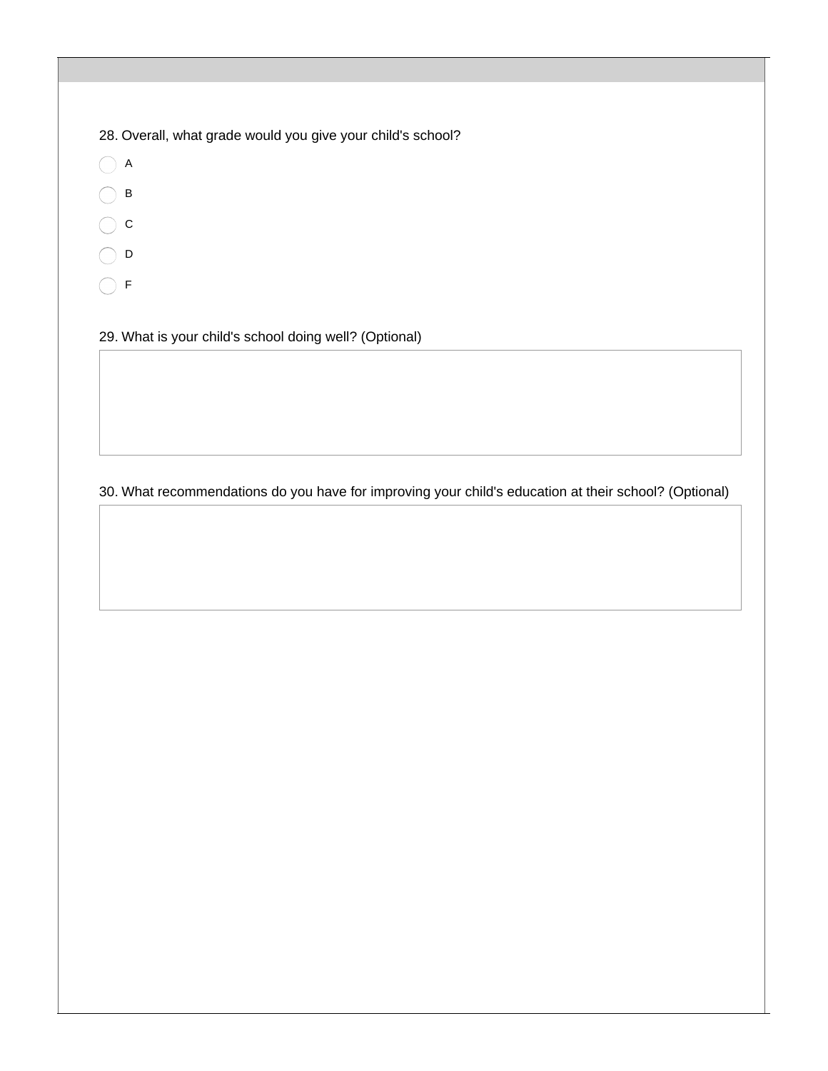28. Overall, what grade would you give your child's school?

- ◯ A
- ◯ B
- ◯ C
- ◯ D
- ◯ F

29. What is your child's school doing well? (Optional)

30. What recommendations do you have for improving your child's education at their school? (Optional)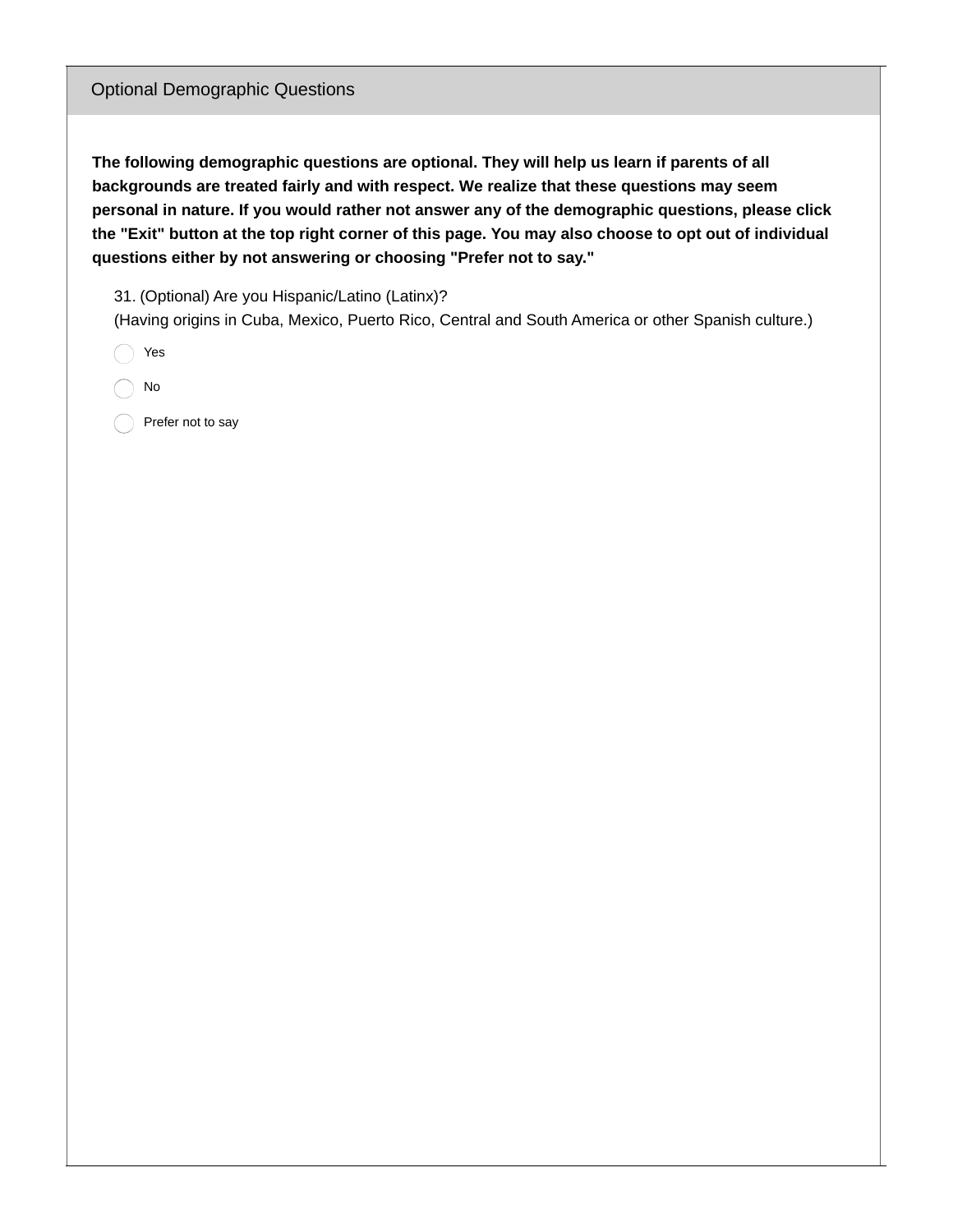## Optional Demographic Questions

**The following demographic questions are optional. They will help us learn if parents of all backgrounds are treated fairly and with respect. We realize that these questions may seem personal in nature. If you would rather not answer any of the demographic questions, please click the "Exit" button at the top right corner of this page. You may also choose to opt out of individual questions either by not answering or choosing "Prefer not to say."**

31. (Optional) Are you Hispanic/Latino (Latinx)?
(Having origins in Cuba, Mexico, Puerto Rico, Central and South America or other Spanish culture.)

- Yes
- No
- Prefer not to say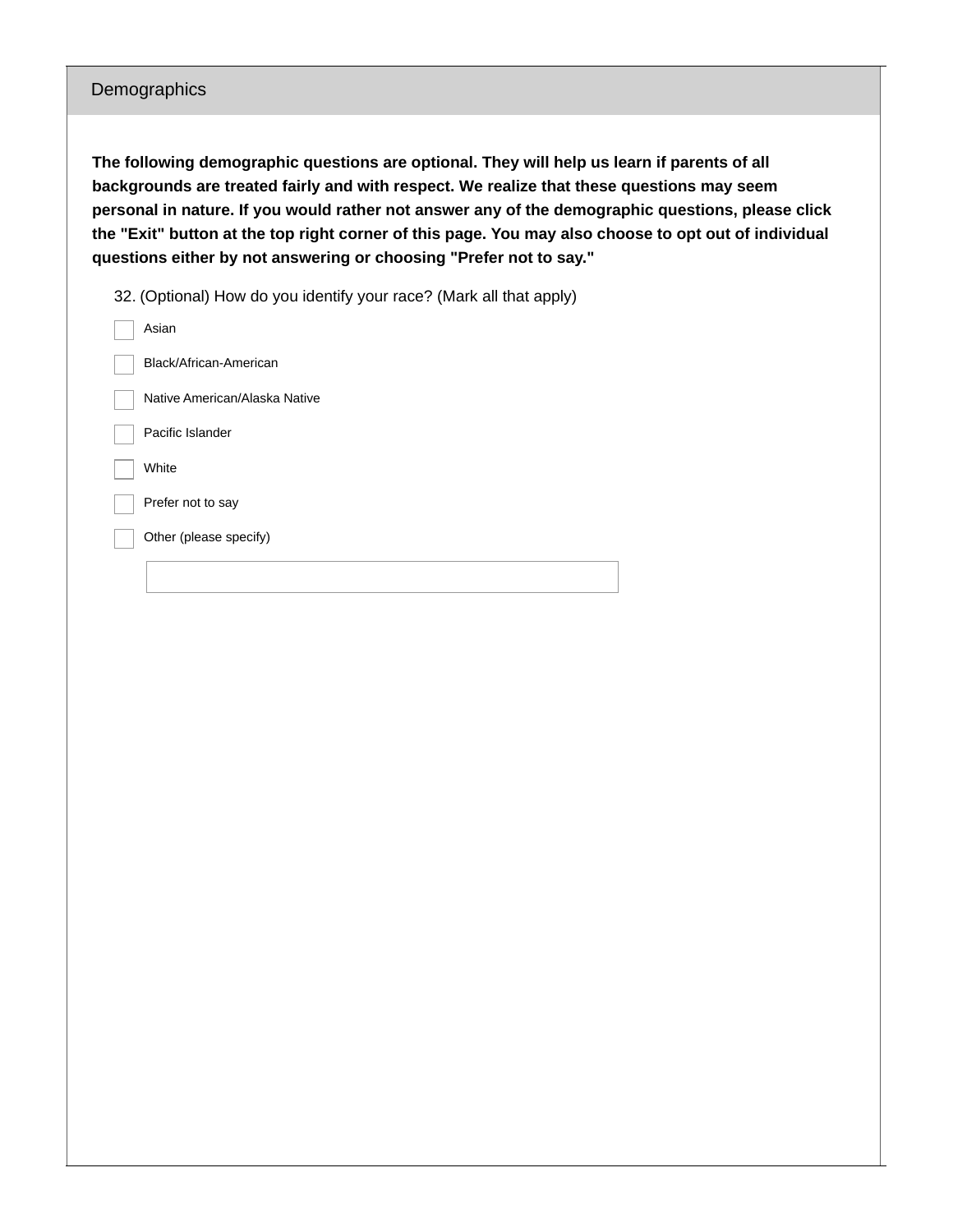## Demographics

**The following demographic questions are optional. They will help us learn if parents of all backgrounds are treated fairly and with respect. We realize that these questions may seem personal in nature. If you would rather not answer any of the demographic questions, please click the "Exit" button at the top right corner of this page. You may also choose to opt out of individual questions either by not answering or choosing "Prefer not to say."**

32. (Optional) How do you identify your race? (Mark all that apply)

- [ ] Asian
- [ ] Black/African-American
- [ ] Native American/Alaska Native
- [ ] Pacific Islander
- [ ] White
- [ ] Prefer not to say
- [ ] Other (please specify)

______________________________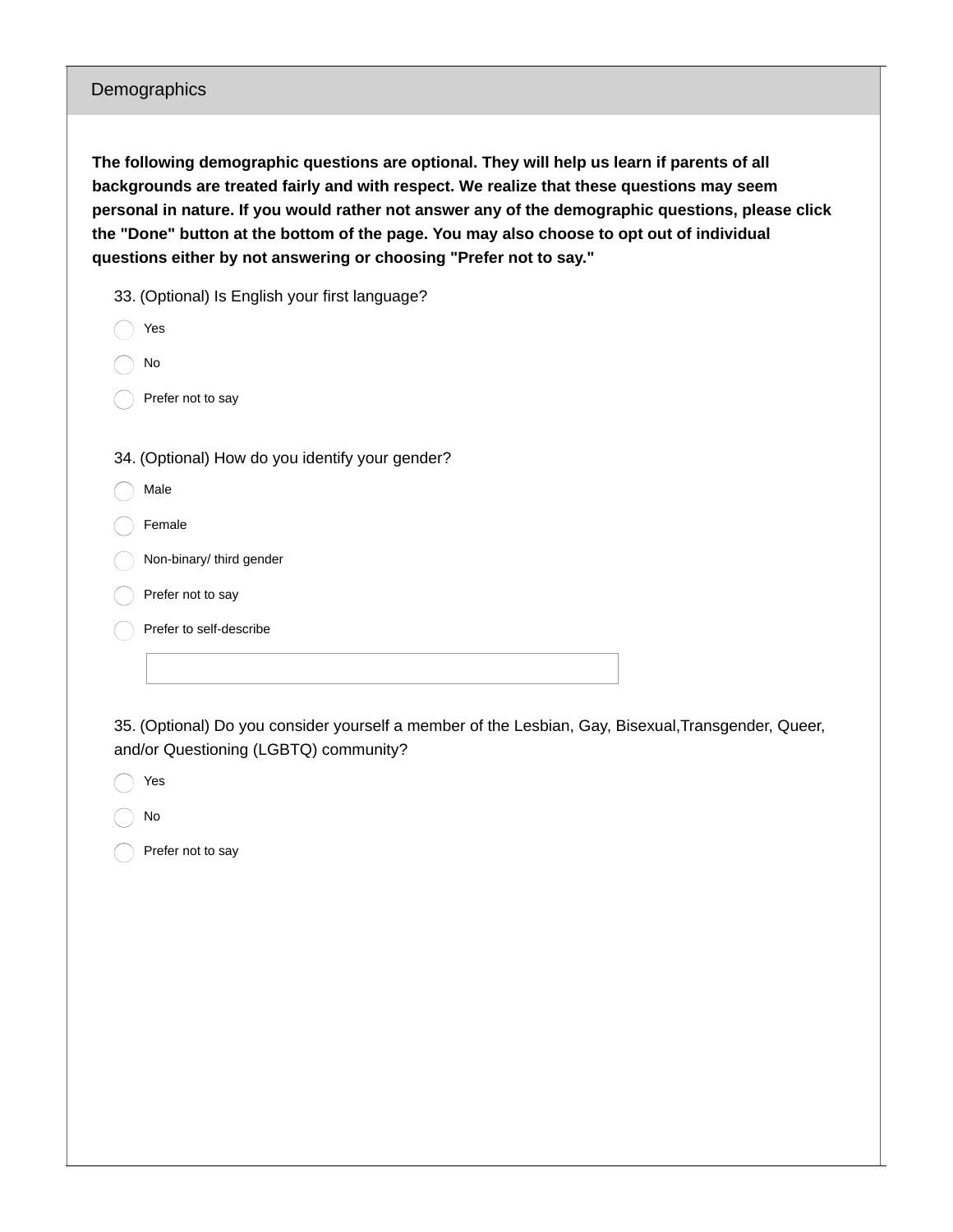## Demographics

**The following demographic questions are optional. They will help us learn if parents of all backgrounds are treated fairly and with respect. We realize that these questions may seem personal in nature. If you would rather not answer any of the demographic questions, please click the "Done" button at the bottom of the page. You may also choose to opt out of individual questions either by not answering or choosing "Prefer not to say."**

33. (Optional) Is English your first language?

- ◯ Yes
- ◯ No
- ◯ Prefer not to say

34. (Optional) How do you identify your gender?

- ◯ Male
- ◯ Female
- ◯ Non-binary/ third gender
- ◯ Prefer not to say
- ◯ Prefer to self-describe

\_\_\_\_\_\_\_\_\_\_\_\_\_\_\_\_\_\_\_\_\_\_\_\_\_\_\_\_\_\_

35. (Optional) Do you consider yourself a member of the Lesbian, Gay, Bisexual,Transgender, Queer, and/or Questioning (LGBTQ) community?

- ◯ Yes
- ◯ No
- ◯ Prefer not to say